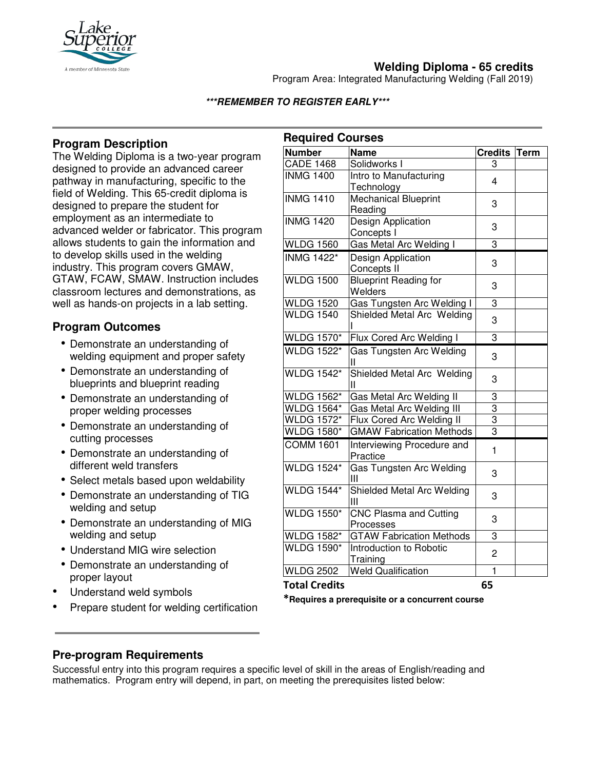# Welding Diploma - 65 credits

Program Area: Integrated Manufacturing Welding (Fall 2019)

***REMEMBER TO REGISTER EARLY***

## Program Description

The Welding Diploma is a two-year program designed to provide an advanced career pathway in manufacturing, specific to the field of Welding. This 65-credit diploma is designed to prepare the student for employment as an intermediate to advanced welder or fabricator. This program allows students to gain the information and to develop skills used in the welding industry. This program covers GMAW, GTAW, FCAW, SMAW. Instruction includes classroom lectures and demonstrations, as well as hands-on projects in a lab setting.

## Program Outcomes

- Demonstrate an understanding of welding equipment and proper safety
- Demonstrate an understanding of blueprints and blueprint reading
- Demonstrate an understanding of proper welding processes
- Demonstrate an understanding of cutting processes
- Demonstrate an understanding of different weld transfers
- Select metals based upon weldability
- Demonstrate an understanding of TIG welding and setup
- Demonstrate an understanding of MIG welding and setup
- Understand MIG wire selection
- Demonstrate an understanding of proper layout
- Understand weld symbols
- Prepare student for welding certification

## Required Courses

| Number | Name | Credits | Term |
|---|---|---|---|
| CADE 1468 | Solidworks I | 3 | |
| INMG 1400 | Intro to Manufacturing Technology | 4 | |
| INMG 1410 | Mechanical Blueprint Reading | 3 | |
| INMG 1420 | Design Application Concepts I | 3 | |
| WLDG 1560 | Gas Metal Arc Welding I | 3 | |
| INMG 1422* | Design Application Concepts II | 3 | |
| WLDG 1500 | Blueprint Reading for Welders | 3 | |
| WLDG 1520 | Gas Tungsten Arc Welding I | 3 | |
| WLDG 1540 | Shielded Metal Arc Welding I | 3 | |
| WLDG 1570* | Flux Cored Arc Welding I | 3 | |
| WLDG 1522* | Gas Tungsten Arc Welding II | 3 | |
| WLDG 1542* | Shielded Metal Arc Welding II | 3 | |
| WLDG 1562* | Gas Metal Arc Welding II | 3 | |
| WLDG 1564* | Gas Metal Arc Welding III | 3 | |
| WLDG 1572* | Flux Cored Arc Welding II | 3 | |
| WLDG 1580* | GMAW Fabrication Methods | 3 | |
| COMM 1601 | Interviewing Procedure and Practice | 1 | |
| WLDG 1524* | Gas Tungsten Arc Welding III | 3 | |
| WLDG 1544* | Shielded Metal Arc Welding III | 3 | |
| WLDG 1550* | CNC Plasma and Cutting Processes | 3 | |
| WLDG 1582* | GTAW Fabrication Methods | 3 | |
| WLDG 1590* | Introduction to Robotic Training | 2 | |
| WLDG 2502 | Weld Qualification | 1 | |
| **Total Credits** | | **65** | |

***Requires a prerequisite or a concurrent course**

## Pre-program Requirements

Successful entry into this program requires a specific level of skill in the areas of English/reading and mathematics. Program entry will depend, in part, on meeting the prerequisites listed below: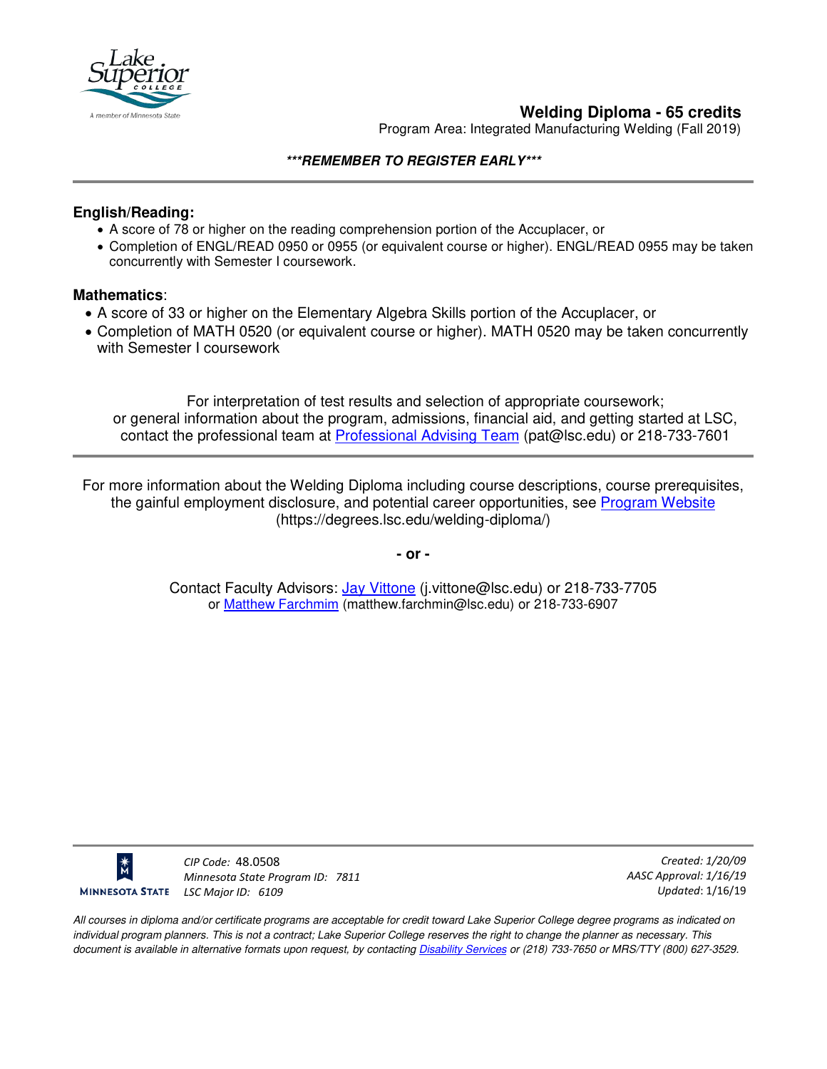## Welding Diploma - 65 credits

Program Area: Integrated Manufacturing Welding (Fall 2019)

***\*\*\*REMEMBER TO REGISTER EARLY\*\*\****

**English/Reading:**

- A score of 78 or higher on the reading comprehension portion of the Accuplacer, or
- Completion of ENGL/READ 0950 or 0955 (or equivalent course or higher). ENGL/READ 0955 may be taken concurrently with Semester I coursework.

**Mathematics**:

- A score of 33 or higher on the Elementary Algebra Skills portion of the Accuplacer, or
- Completion of MATH 0520 (or equivalent course or higher). MATH 0520 may be taken concurrently with Semester I coursework

For interpretation of test results and selection of appropriate coursework; or general information about the program, admissions, financial aid, and getting started at LSC, contact the professional team at Professional Advising Team (pat@lsc.edu) or 218-733-7601

For more information about the Welding Diploma including course descriptions, course prerequisites, the gainful employment disclosure, and potential career opportunities, see Program Website (https://degrees.lsc.edu/welding-diploma/)

**- or -**

Contact Faculty Advisors: Jay Vittone (j.vittone@lsc.edu) or 218-733-7705
or Matthew Farchmim (matthew.farchmin@lsc.edu) or 218-733-6907

*CIP Code:* 48.0508
*Minnesota State Program ID: 7811*
*LSC Major ID: 6109*

*Created: 1/20/09*
*AASC Approval: 1/16/19*
*Updated*: 1/16/19

*All courses in diploma and/or certificate programs are acceptable for credit toward Lake Superior College degree programs as indicated on individual program planners. This is not a contract; Lake Superior College reserves the right to change the planner as necessary. This document is available in alternative formats upon request, by contacting Disability Services or (218) 733-7650 or MRS/TTY (800) 627-3529.*